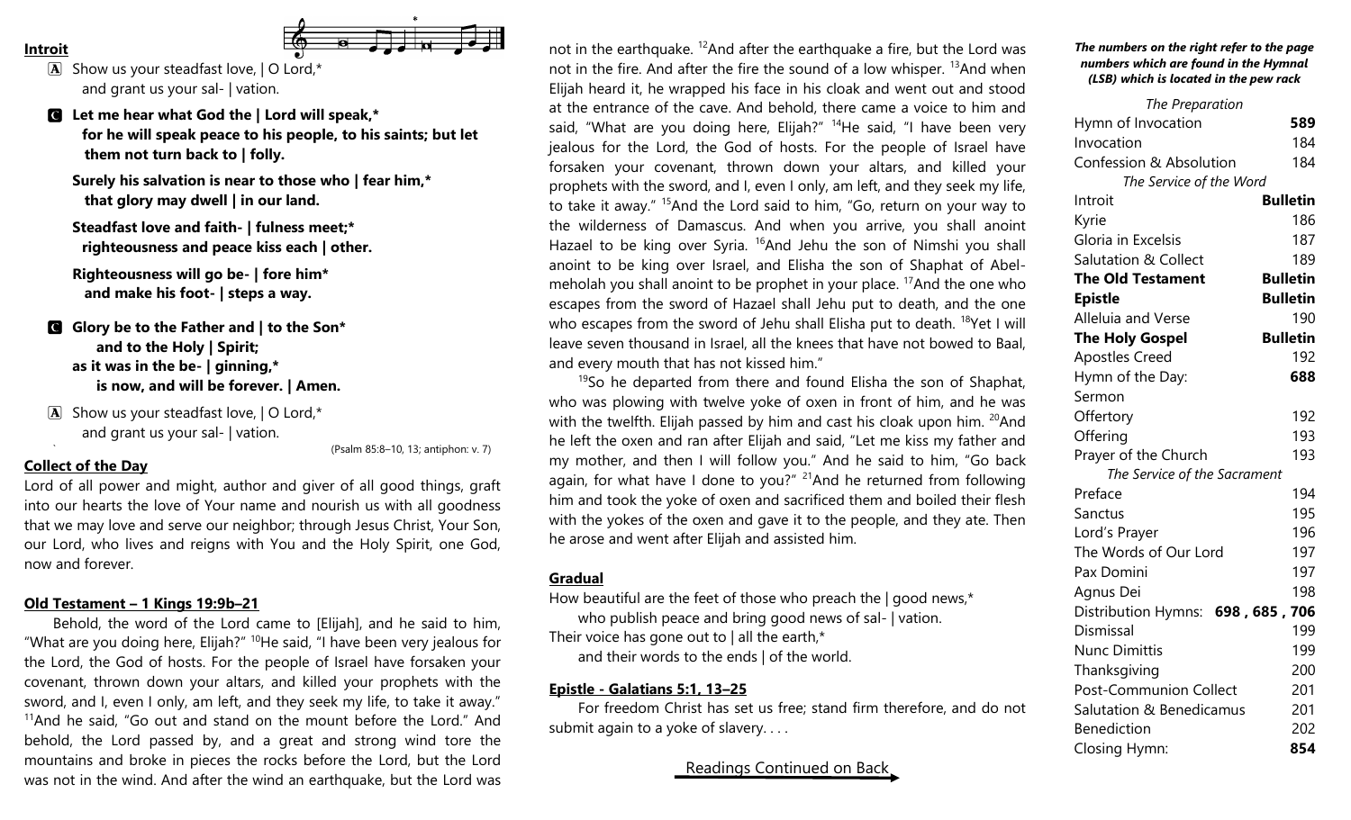**Introit**

A Show us your steadfast love, | O Lord,*
and grant us your sal- | vation.

C **Let me hear what God the | Lord will speak,***
**for he will speak peace to his people, to his saints; but let them not turn back to | folly.**

**Surely his salvation is near to those who | fear him,***
**that glory may dwell | in our land.**

**Steadfast love and faith- | fulness meet;***
**righteousness and peace kiss each | other.**

**Righteousness will go be- | fore him***
**and make his foot- | steps a way.**

C **Glory be to the Father and | to the Son***
**and to the Holy | Spirit;**
**as it was in the be- | ginning,***
**is now, and will be forever. | Amen.**

A Show us your steadfast love, | O Lord,*
and grant us your sal- | vation.

(Psalm 85:8–10, 13; antiphon: v. 7)

**Collect of the Day**

Lord of all power and might, author and giver of all good things, graft into our hearts the love of Your name and nourish us with all goodness that we may love and serve our neighbor; through Jesus Christ, Your Son, our Lord, who lives and reigns with You and the Holy Spirit, one God, now and forever.

**Old Testament – 1 Kings 19:9b–21**

Behold, the word of the Lord came to [Elijah], and he said to him, "What are you doing here, Elijah?" [10]He said, "I have been very jealous for the Lord, the God of hosts. For the people of Israel have forsaken your covenant, thrown down your altars, and killed your prophets with the sword, and I, even I only, am left, and they seek my life, to take it away." [11]And he said, "Go out and stand on the mount before the Lord." And behold, the Lord passed by, and a great and strong wind tore the mountains and broke in pieces the rocks before the Lord, but the Lord was not in the wind. And after the wind an earthquake, but the Lord was not in the earthquake. [12]And after the earthquake a fire, but the Lord was not in the fire. And after the fire the sound of a low whisper. [13]And when Elijah heard it, he wrapped his face in his cloak and went out and stood at the entrance of the cave. And behold, there came a voice to him and said, "What are you doing here, Elijah?" [14]He said, "I have been very jealous for the Lord, the God of hosts. For the people of Israel have forsaken your covenant, thrown down your altars, and killed your prophets with the sword, and I, even I only, am left, and they seek my life, to take it away." [15]And the Lord said to him, "Go, return on your way to the wilderness of Damascus. And when you arrive, you shall anoint Hazael to be king over Syria. [16]And Jehu the son of Nimshi you shall anoint to be king over Israel, and Elisha the son of Shaphat of Abel-meholah you shall anoint to be prophet in your place. [17]And the one who escapes from the sword of Hazael shall Jehu put to death, and the one who escapes from the sword of Jehu shall Elisha put to death. [18]Yet I will leave seven thousand in Israel, all the knees that have not bowed to Baal, and every mouth that has not kissed him."

[19]So he departed from there and found Elisha the son of Shaphat, who was plowing with twelve yoke of oxen in front of him, and he was with the twelfth. Elijah passed by him and cast his cloak upon him. [20]And he left the oxen and ran after Elijah and said, "Let me kiss my father and my mother, and then I will follow you." And he said to him, "Go back again, for what have I done to you?" [21]And he returned from following him and took the yoke of oxen and sacrificed them and boiled their flesh with the yokes of the oxen and gave it to the people, and they ate. Then he arose and went after Elijah and assisted him.

**Gradual**

How beautiful are the feet of those who preach the | good news,*
who publish peace and bring good news of sal- | vation.
Their voice has gone out to | all the earth,*
and their words to the ends | of the world.

**Epistle - Galatians 5:1, 13–25**

For freedom Christ has set us free; stand firm therefore, and do not submit again to a yoke of slavery. . . .

Readings Continued on Back

***The numbers on the right refer to the page numbers which are found in the Hymnal (LSB) which is located in the pew rack***

| | |
|---|---|
| *The Preparation* | |
| Hymn of Invocation | **589** |
| Invocation | 184 |
| Confession & Absolution | 184 |
| *The Service of the Word* | |
| Introit | **Bulletin** |
| Kyrie | 186 |
| Gloria in Excelsis | 187 |
| Salutation & Collect | 189 |
| **The Old Testament** | **Bulletin** |
| **Epistle** | **Bulletin** |
| Alleluia and Verse | 190 |
| **The Holy Gospel** | **Bulletin** |
| Apostles Creed | 192 |
| Hymn of the Day: | **688** |
| Sermon | |
| Offertory | 192 |
| Offering | 193 |
| Prayer of the Church | 193 |
| *The Service of the Sacrament* | |
| Preface | 194 |
| Sanctus | 195 |
| Lord's Prayer | 196 |
| The Words of Our Lord | 197 |
| Pax Domini | 197 |
| Agnus Dei | 198 |
| Distribution Hymns: | **698 , 685 , 706** |
| Dismissal | 199 |
| Nunc Dimittis | 199 |
| Thanksgiving | 200 |
| Post-Communion Collect | 201 |
| Salutation & Benedicamus | 201 |
| Benediction | 202 |
| Closing Hymn: | **854** |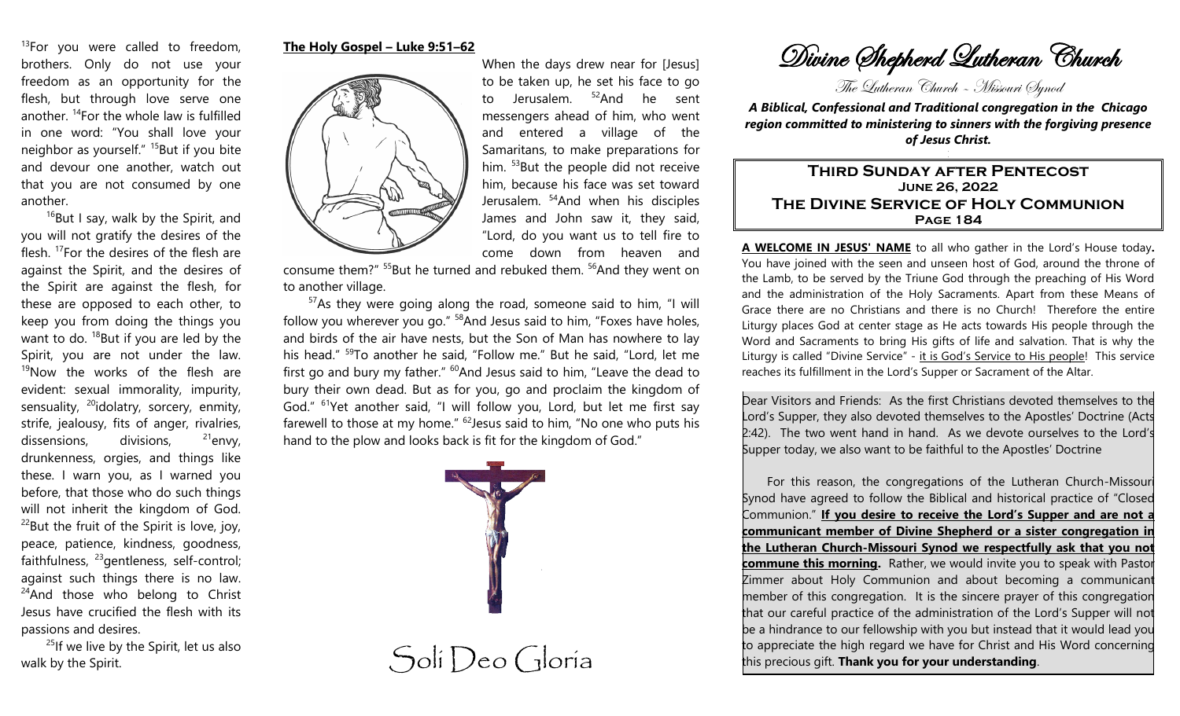[13]For you were called to freedom, brothers. Only do not use your freedom as an opportunity for the flesh, but through love serve one another. [14]For the whole law is fulfilled in one word: "You shall love your neighbor as yourself." [15]But if you bite and devour one another, watch out that you are not consumed by one another.

[16]But I say, walk by the Spirit, and you will not gratify the desires of the flesh. [17]For the desires of the flesh are against the Spirit, and the desires of the Spirit are against the flesh, for these are opposed to each other, to keep you from doing the things you want to do. [18]But if you are led by the Spirit, you are not under the law. [19]Now the works of the flesh are evident: sexual immorality, impurity, sensuality, [20]idolatry, sorcery, enmity, strife, jealousy, fits of anger, rivalries, dissensions, divisions, [21]envy, drunkenness, orgies, and things like these. I warn you, as I warned you before, that those who do such things will not inherit the kingdom of God. [22]But the fruit of the Spirit is love, joy, peace, patience, kindness, goodness, faithfulness, [23]gentleness, self-control; against such things there is no law. [24]And those who belong to Christ Jesus have crucified the flesh with its passions and desires.

[25]If we live by the Spirit, let us also walk by the Spirit.

**The Holy Gospel – Luke 9:51–62**

When the days drew near for [Jesus] to be taken up, he set his face to go to Jerusalem. [52]And he sent messengers ahead of him, who went and entered a village of the Samaritans, to make preparations for him. [53]But the people did not receive him, because his face was set toward Jerusalem. [54]And when his disciples James and John saw it, they said, "Lord, do you want us to tell fire to come down from heaven and consume them?" [55]But he turned and rebuked them. [56]And they went on to another village.

[57]As they were going along the road, someone said to him, "I will follow you wherever you go." [58]And Jesus said to him, "Foxes have holes, and birds of the air have nests, but the Son of Man has nowhere to lay his head." [59]To another he said, "Follow me." But he said, "Lord, let me first go and bury my father." [60]And Jesus said to him, "Leave the dead to bury their own dead. But as for you, go and proclaim the kingdom of God." [61]Yet another said, "I will follow you, Lord, but let me first say farewell to those at my home." [62]Jesus said to him, "No one who puts his hand to the plow and looks back is fit for the kingdom of God."

Soli Deo Gloria

# Divine Shepherd Lutheran Church

The Lutheran Church ~ Missouri Synod

***A Biblical, Confessional and Traditional congregation in the Chicago region committed to ministering to sinners with the forgiving presence of Jesus Christ.***

## Third Sunday after Pentecost
## June 26, 2022
## The Divine Service of Holy Communion
## Page 184

**A WELCOME IN JESUS' NAME** to all who gather in the Lord's House today**.** You have joined with the seen and unseen host of God, around the throne of the Lamb, to be served by the Triune God through the preaching of His Word and the administration of the Holy Sacraments. Apart from these Means of Grace there are no Christians and there is no Church! Therefore the entire Liturgy places God at center stage as He acts towards His people through the Word and Sacraments to bring His gifts of life and salvation. That is why the Liturgy is called "Divine Service" - it is God's Service to His people! This service reaches its fulfillment in the Lord's Supper or Sacrament of the Altar.

Dear Visitors and Friends: As the first Christians devoted themselves to the Lord's Supper, they also devoted themselves to the Apostles' Doctrine (Acts 2:42). The two went hand in hand. As we devote ourselves to the Lord's Supper today, we also want to be faithful to the Apostles' Doctrine

For this reason, the congregations of the Lutheran Church-Missouri Synod have agreed to follow the Biblical and historical practice of "Closed Communion." **If you desire to receive the Lord's Supper and are not a communicant member of Divine Shepherd or a sister congregation in the Lutheran Church-Missouri Synod we respectfully ask that you not commune this morning.** Rather, we would invite you to speak with Pastor Zimmer about Holy Communion and about becoming a communicant member of this congregation. It is the sincere prayer of this congregation that our careful practice of the administration of the Lord's Supper will not be a hindrance to our fellowship with you but instead that it would lead you to appreciate the high regard we have for Christ and His Word concerning this precious gift. **Thank you for your understanding**.